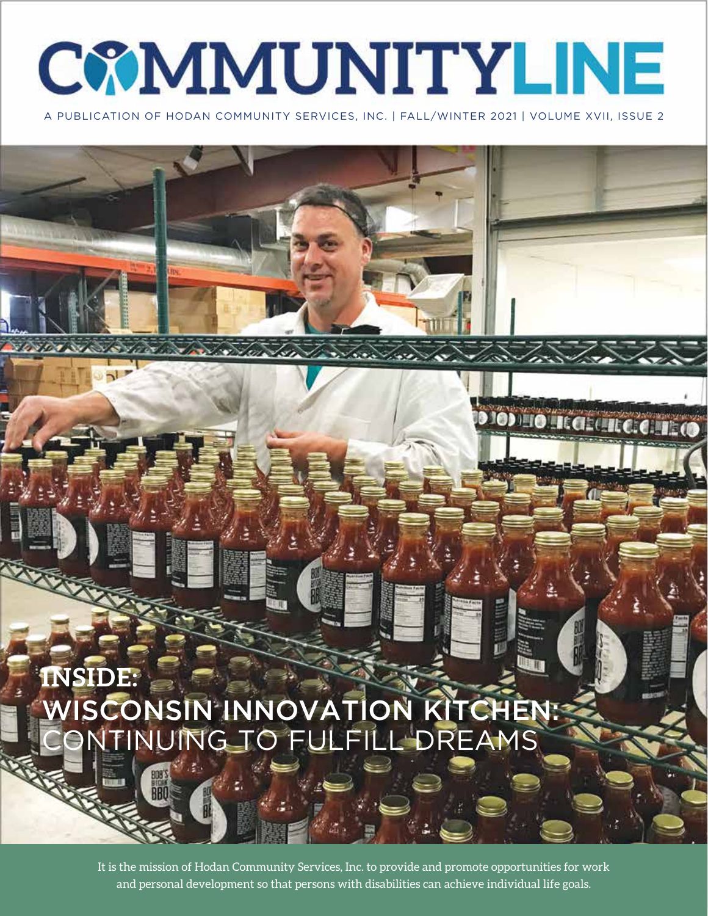# COMMUNITYLINE

A PUBLICATION OF HODAN COMMUNITY SERVICES, INC. | FALL/WINTER 2021 | VOLUME XVII, ISSUE 2

## INSIDE:

## WISCONSIN INNOVATION KITCHEN: CONTINUING TO FULFILL DREAMS

It is the mission of Hodan Community Services, Inc. to provide and promote opportunities for work and personal development so that persons with disabilities can achieve individual life goals.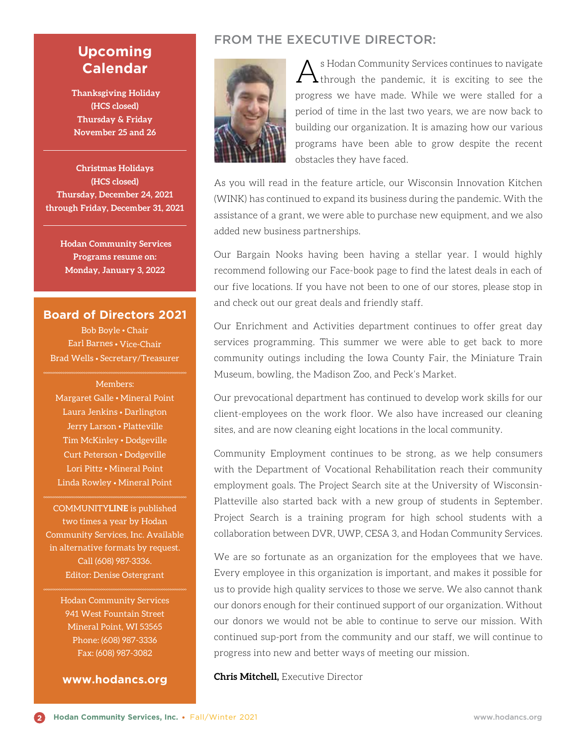## Upcoming Calendar

**Thanksgiving Holiday**
**(HCS closed)**
**Thursday & Friday**
**November 25 and 26**

---

**Christmas Holidays**
**(HCS closed)**
**Thursday, December 24, 2021**
**through Friday, December 31, 2021**

---

**Hodan Community Services**
**Programs resume on:**
**Monday, January 3, 2022**

## Board of Directors 2021

Bob Boyle • Chair
Earl Barnes • Vice-Chair
Brad Wells • Secretary/Treasurer

Members:
Margaret Galle • Mineral Point
Laura Jenkins • Darlington
Jerry Larson • Platteville
Tim McKinley • Dodgeville
Curt Peterson • Dodgeville
Lori Pittz • Mineral Point
Linda Rowley • Mineral Point

COMMUNITY**LINE** is published two times a year by Hodan Community Services, Inc. Available in alternative formats by request. Call (608) 987-3336.
Editor: Denise Ostergrant

Hodan Community Services
941 West Fountain Street
Mineral Point, WI 53565
Phone: (608) 987-3336
Fax: (608) 987-3082

**www.hodancs.org**

## FROM THE EXECUTIVE DIRECTOR:

As Hodan Community Services continues to navigate through the pandemic, it is exciting to see the progress we have made. While we were stalled for a period of time in the last two years, we are now back to building our organization. It is amazing how our various programs have been able to grow despite the recent obstacles they have faced.

As you will read in the feature article, our Wisconsin Innovation Kitchen (WINK) has continued to expand its business during the pandemic. With the assistance of a grant, we were able to purchase new equipment, and we also added new business partnerships.

Our Bargain Nooks having been having a stellar year. I would highly recommend following our Face-book page to find the latest deals in each of our five locations. If you have not been to one of our stores, please stop in and check out our great deals and friendly staff.

Our Enrichment and Activities department continues to offer great day services programming. This summer we were able to get back to more community outings including the Iowa County Fair, the Miniature Train Museum, bowling, the Madison Zoo, and Peck's Market.

Our prevocational department has continued to develop work skills for our client-employees on the work floor. We also have increased our cleaning sites, and are now cleaning eight locations in the local community.

Community Employment continues to be strong, as we help consumers with the Department of Vocational Rehabilitation reach their community employment goals. The Project Search site at the University of Wisconsin-Platteville also started back with a new group of students in September. Project Search is a training program for high school students with a collaboration between DVR, UWP, CESA 3, and Hodan Community Services.

We are so fortunate as an organization for the employees that we have. Every employee in this organization is important, and makes it possible for us to provide high quality services to those we serve. We also cannot thank our donors enough for their continued support of our organization. Without our donors we would not be able to continue to serve our mission. With continued sup-port from the community and our staff, we will continue to progress into new and better ways of meeting our mission.

**Chris Mitchell,** Executive Director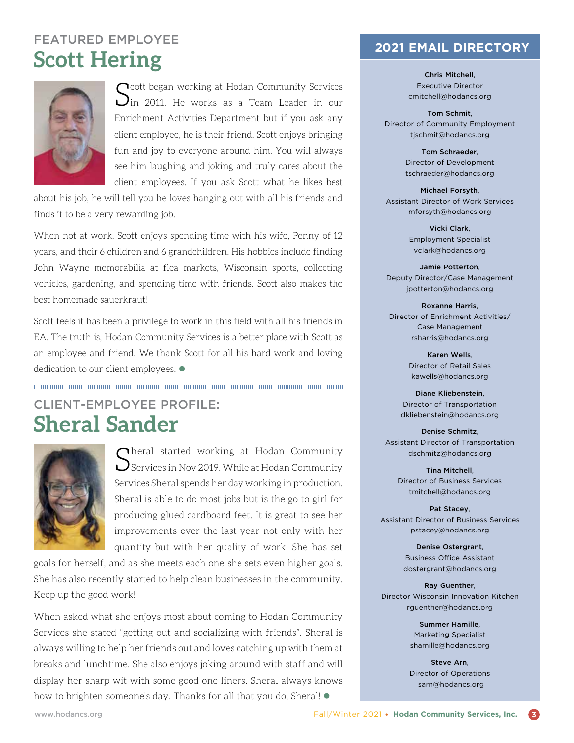FEATURED EMPLOYEE

## Scott Hering

Scott began working at Hodan Community Services in 2011. He works as a Team Leader in our Enrichment Activities Department but if you ask any client employee, he is their friend. Scott enjoys bringing fun and joy to everyone around him. You will always see him laughing and joking and truly cares about the client employees. If you ask Scott what he likes best about his job, he will tell you he loves hanging out with all his friends and finds it to be a very rewarding job.

When not at work, Scott enjoys spending time with his wife, Penny of 12 years, and their 6 children and 6 grandchildren. His hobbies include finding John Wayne memorabilia at flea markets, Wisconsin sports, collecting vehicles, gardening, and spending time with friends. Scott also makes the best homemade sauerkraut!

Scott feels it has been a privilege to work in this field with all his friends in EA. The truth is, Hodan Community Services is a better place with Scott as an employee and friend. We thank Scott for all his hard work and loving dedication to our client employees.

CLIENT-EMPLOYEE PROFILE:

## Sheral Sander

Sheral started working at Hodan Community Services in Nov 2019. While at Hodan Community Services Sheral spends her day working in production. Sheral is able to do most jobs but is the go to girl for producing glued cardboard feet. It is great to see her improvements over the last year not only with her quantity but with her quality of work. She has set goals for herself, and as she meets each one she sets even higher goals. She has also recently started to help clean businesses in the community. Keep up the good work!

When asked what she enjoys most about coming to Hodan Community Services she stated "getting out and socializing with friends". Sheral is always willing to help her friends out and loves catching up with them at breaks and lunchtime. She also enjoys joking around with staff and will display her sharp wit with some good one liners. Sheral always knows how to brighten someone's day. Thanks for all that you do, Sheral!

## 2021 EMAIL DIRECTORY

**Chris Mitchell**,
Executive Director
cmitchell@hodancs.org

**Tom Schmit**,
Director of Community Employment
tjschmit@hodancs.org

**Tom Schraeder**,
Director of Development
tschraeder@hodancs.org

**Michael Forsyth**,
Assistant Director of Work Services
mforsyth@hodancs.org

**Vicki Clark**,
Employment Specialist
vclark@hodancs.org

**Jamie Potterton**,
Deputy Director/Case Management
jpotterton@hodancs.org

**Roxanne Harris**,
Director of Enrichment Activities/ Case Management
rsharris@hodancs.org

**Karen Wells**,
Director of Retail Sales
kawells@hodancs.org

**Diane Kliebenstein**,
Director of Transportation
dkliebenstein@hodancs.org

**Denise Schmitz**,
Assistant Director of Transportation
dschmitz@hodancs.org

**Tina Mitchell**,
Director of Business Services
tmitchell@hodancs.org

**Pat Stacey**,
Assistant Director of Business Services
pstacey@hodancs.org

**Denise Ostergrant**,
Business Office Assistant
dostergrant@hodancs.org

**Ray Guenther**,
Director Wisconsin Innovation Kitchen
rguenther@hodancs.org

**Summer Hamille**,
Marketing Specialist
shamille@hodancs.org

**Steve Arn**,
Director of Operations
sarn@hodancs.org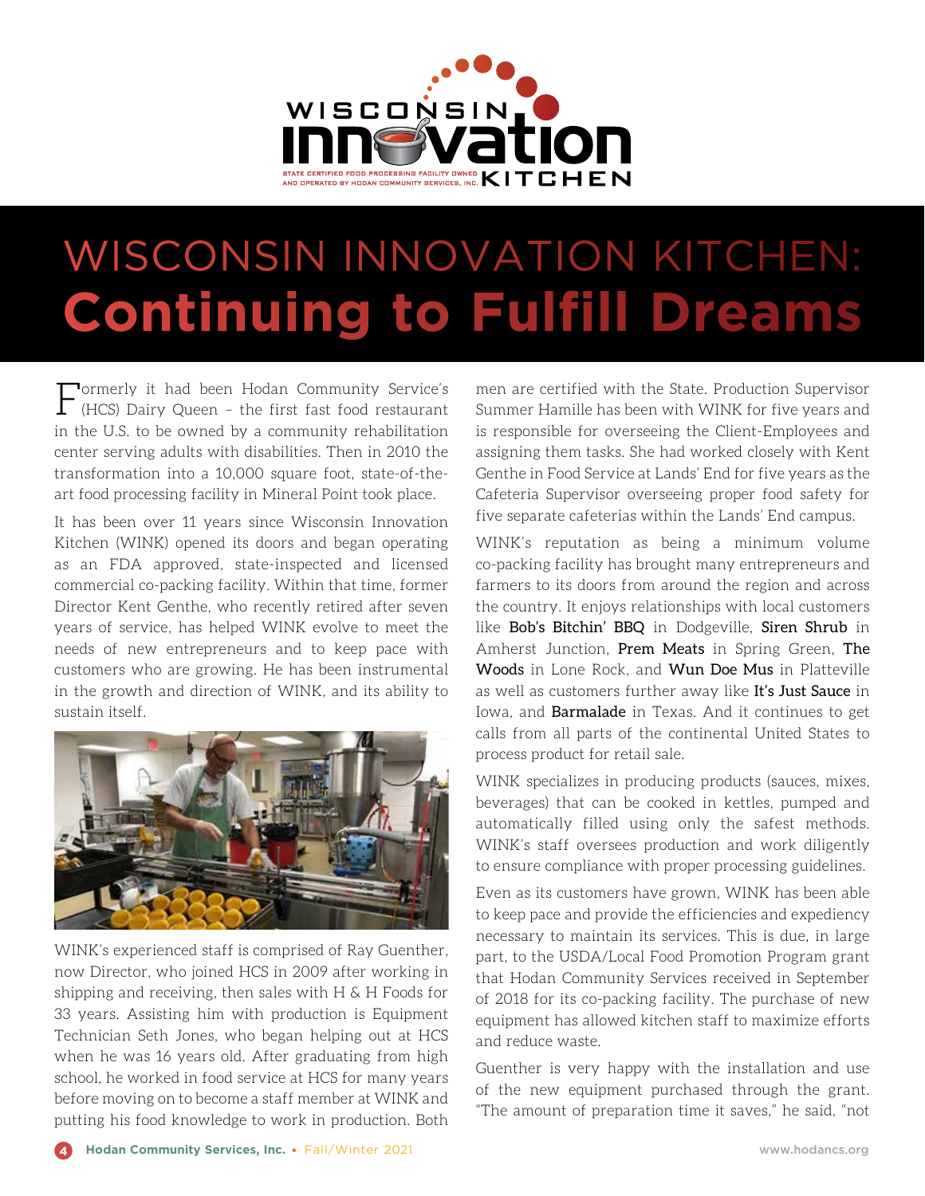# WISCONSIN INNOVATION KITCHEN: **Continuing to Fulfill Dreams**

Formerly it had been Hodan Community Service's (HCS) Dairy Queen – the first fast food restaurant in the U.S. to be owned by a community rehabilitation center serving adults with disabilities. Then in 2010 the transformation into a 10,000 square foot, state-of-the-art food processing facility in Mineral Point took place.

It has been over 11 years since Wisconsin Innovation Kitchen (WINK) opened its doors and began operating as an FDA approved, state-inspected and licensed commercial co-packing facility. Within that time, former Director Kent Genthe, who recently retired after seven years of service, has helped WINK evolve to meet the needs of new entrepreneurs and to keep pace with customers who are growing. He has been instrumental in the growth and direction of WINK, and its ability to sustain itself.

WINK's experienced staff is comprised of Ray Guenther, now Director, who joined HCS in 2009 after working in shipping and receiving, then sales with H & H Foods for 33 years. Assisting him with production is Equipment Technician Seth Jones, who began helping out at HCS when he was 16 years old. After graduating from high school, he worked in food service at HCS for many years before moving on to become a staff member at WINK and putting his food knowledge to work in production. Both men are certified with the State. Production Supervisor Summer Hamille has been with WINK for five years and is responsible for overseeing the Client-Employees and assigning them tasks. She had worked closely with Kent Genthe in Food Service at Lands' End for five years as the Cafeteria Supervisor overseeing proper food safety for five separate cafeterias within the Lands' End campus.

WINK's reputation as being a minimum volume co-packing facility has brought many entrepreneurs and farmers to its doors from around the region and across the country. It enjoys relationships with local customers like **Bob's Bitchin' BBQ** in Dodgeville, **Siren Shrub** in Amherst Junction, **Prem Meats** in Spring Green, **The Woods** in Lone Rock, and **Wun Doe Mus** in Platteville as well as customers further away like **It's Just Sauce** in Iowa, and **Barmalade** in Texas. And it continues to get calls from all parts of the continental United States to process product for retail sale.

WINK specializes in producing products (sauces, mixes, beverages) that can be cooked in kettles, pumped and automatically filled using only the safest methods. WINK's staff oversees production and work diligently to ensure compliance with proper processing guidelines.

Even as its customers have grown, WINK has been able to keep pace and provide the efficiencies and expediency necessary to maintain its services. This is due, in large part, to the USDA/Local Food Promotion Program grant that Hodan Community Services received in September of 2018 for its co-packing facility. The purchase of new equipment has allowed kitchen staff to maximize efforts and reduce waste.

Guenther is very happy with the installation and use of the new equipment purchased through the grant. "The amount of preparation time it saves," he said, "not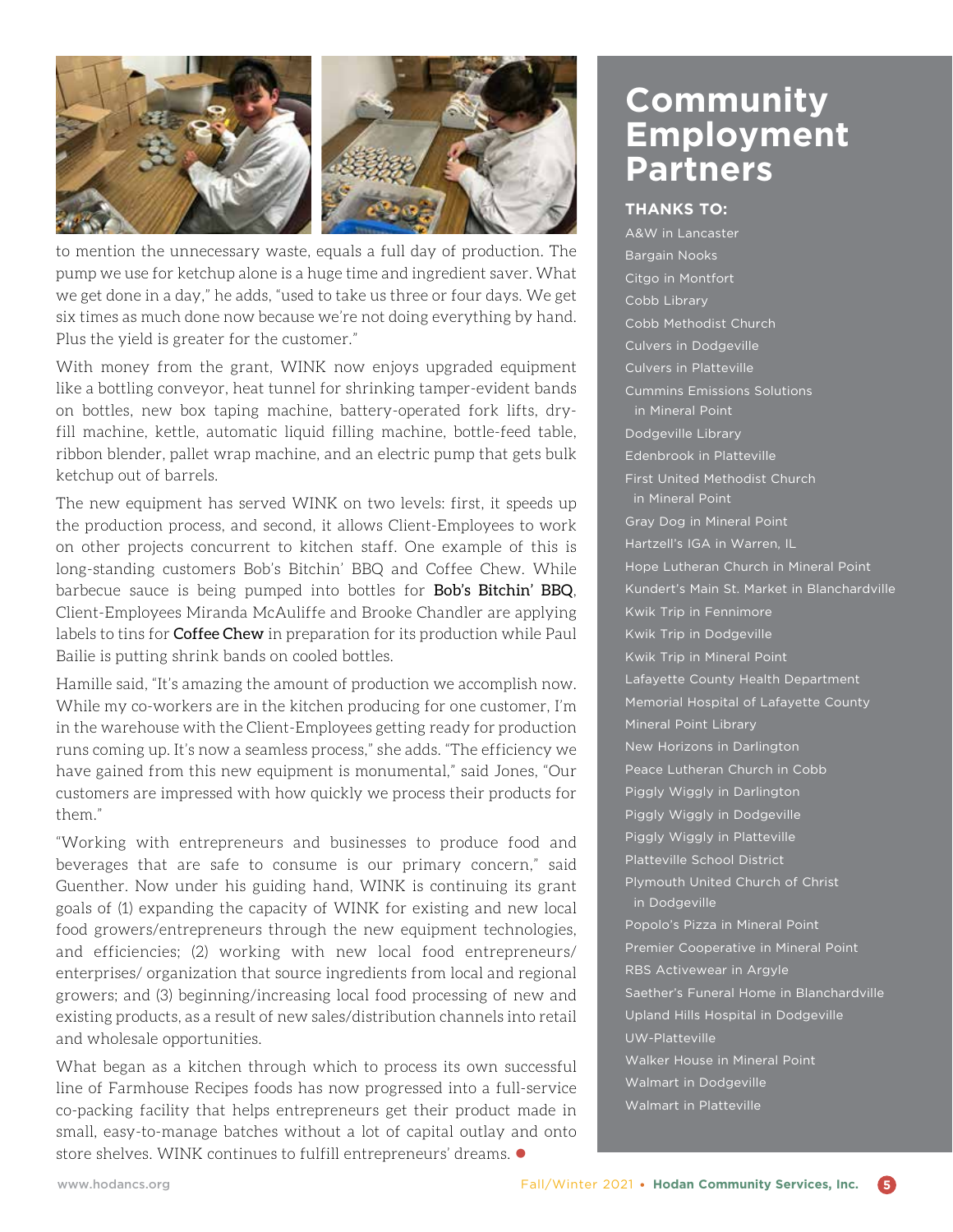to mention the unnecessary waste, equals a full day of production. The pump we use for ketchup alone is a huge time and ingredient saver. What we get done in a day," he adds, "used to take us three or four days. We get six times as much done now because we're not doing everything by hand. Plus the yield is greater for the customer."

With money from the grant, WINK now enjoys upgraded equipment like a bottling conveyor, heat tunnel for shrinking tamper-evident bands on bottles, new box taping machine, battery-operated fork lifts, dry-fill machine, kettle, automatic liquid filling machine, bottle-feed table, ribbon blender, pallet wrap machine, and an electric pump that gets bulk ketchup out of barrels.

The new equipment has served WINK on two levels: first, it speeds up the production process, and second, it allows Client-Employees to work on other projects concurrent to kitchen staff. One example of this is long-standing customers Bob's Bitchin' BBQ and Coffee Chew. While barbecue sauce is being pumped into bottles for **Bob's Bitchin' BBQ**, Client-Employees Miranda McAuliffe and Brooke Chandler are applying labels to tins for **Coffee Chew** in preparation for its production while Paul Bailie is putting shrink bands on cooled bottles.

Hamille said, "It's amazing the amount of production we accomplish now. While my co-workers are in the kitchen producing for one customer, I'm in the warehouse with the Client-Employees getting ready for production runs coming up. It's now a seamless process," she adds. "The efficiency we have gained from this new equipment is monumental," said Jones, "Our customers are impressed with how quickly we process their products for them."

"Working with entrepreneurs and businesses to produce food and beverages that are safe to consume is our primary concern," said Guenther. Now under his guiding hand, WINK is continuing its grant goals of (1) expanding the capacity of WINK for existing and new local food growers/entrepreneurs through the new equipment technologies, and efficiencies; (2) working with new local food entrepreneurs/ enterprises/ organization that source ingredients from local and regional growers; and (3) beginning/increasing local food processing of new and existing products, as a result of new sales/distribution channels into retail and wholesale opportunities.

What began as a kitchen through which to process its own successful line of Farmhouse Recipes foods has now progressed into a full-service co-packing facility that helps entrepreneurs get their product made in small, easy-to-manage batches without a lot of capital outlay and onto store shelves. WINK continues to fulfill entrepreneurs' dreams. ●

# Community Employment Partners

### THANKS TO:

- A&W in Lancaster
- Bargain Nooks
- Citgo in Montfort
- Cobb Library
- Cobb Methodist Church
- Culvers in Dodgeville
- Culvers in Platteville
- Cummins Emissions Solutions in Mineral Point
- Dodgeville Library
- Edenbrook in Platteville
- First United Methodist Church in Mineral Point
- Gray Dog in Mineral Point
- Hartzell's IGA in Warren, IL
- Hope Lutheran Church in Mineral Point
- Kundert's Main St. Market in Blanchardville
- Kwik Trip in Fennimore
- Kwik Trip in Dodgeville
- Kwik Trip in Mineral Point
- Lafayette County Health Department
- Memorial Hospital of Lafayette County
- Mineral Point Library
- New Horizons in Darlington
- Peace Lutheran Church in Cobb
- Piggly Wiggly in Darlington
- Piggly Wiggly in Dodgeville
- Piggly Wiggly in Platteville
- Platteville School District
- Plymouth United Church of Christ in Dodgeville
- Popolo's Pizza in Mineral Point
- Premier Cooperative in Mineral Point
- RBS Activewear in Argyle
- Saether's Funeral Home in Blanchardville
- Upland Hills Hospital in Dodgeville
- UW-Platteville
- Walker House in Mineral Point
- Walmart in Dodgeville
- Walmart in Platteville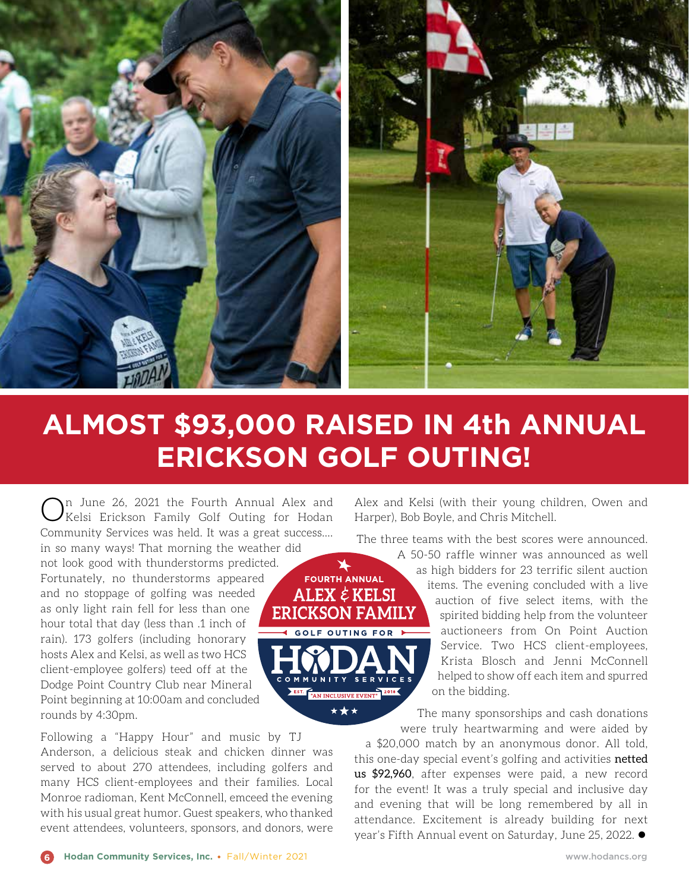# ALMOST $93,000 RAISED IN 4th ANNUAL ERICKSON GOLF OUTING!

On June 26, 2021 the Fourth Annual Alex and Kelsi Erickson Family Golf Outing for Hodan Community Services was held. It was a great success.... in so many ways! That morning the weather did not look good with thunderstorms predicted. Fortunately, no thunderstorms appeared and no stoppage of golfing was needed as only light rain fell for less than one hour total that day (less than .1 inch of rain). 173 golfers (including honorary hosts Alex and Kelsi, as well as two HCS client-employee golfers) teed off at the Dodge Point Country Club near Mineral Point beginning at 10:00am and concluded rounds by 4:30pm.

Following a "Happy Hour" and music by TJ Anderson, a delicious steak and chicken dinner was served to about 270 attendees, including golfers and many HCS client-employees and their families. Local Monroe radioman, Kent McConnell, emceed the evening with his usual great humor. Guest speakers, who thanked event attendees, volunteers, sponsors, and donors, were Alex and Kelsi (with their young children, Owen and Harper), Bob Boyle, and Chris Mitchell.

FOURTH ANNUAL ALEX & KELSI ERICKSON FAMILY GOLF OUTING FOR HODAN COMMUNITY SERVICES EST. "AN INCLUSIVE EVENT" 2018

The three teams with the best scores were announced. A 50-50 raffle winner was announced as well as high bidders for 23 terrific silent auction items. The evening concluded with a live auction of five select items, with the spirited bidding help from the volunteer auctioneers from On Point Auction Service. Two HCS client-employees, Krista Blosch and Jenni McConnell helped to show off each item and spurred on the bidding.

The many sponsorships and cash donations were truly heartwarming and were aided by a $20,000 match by an anonymous donor. All told, this one-day special event's golfing and activities **netted us $92,960**, after expenses were paid, a new record for the event! It was a truly special and inclusive day and evening that will be long remembered by all in attendance. Excitement is already building for next year's Fifth Annual event on Saturday, June 25, 2022. ●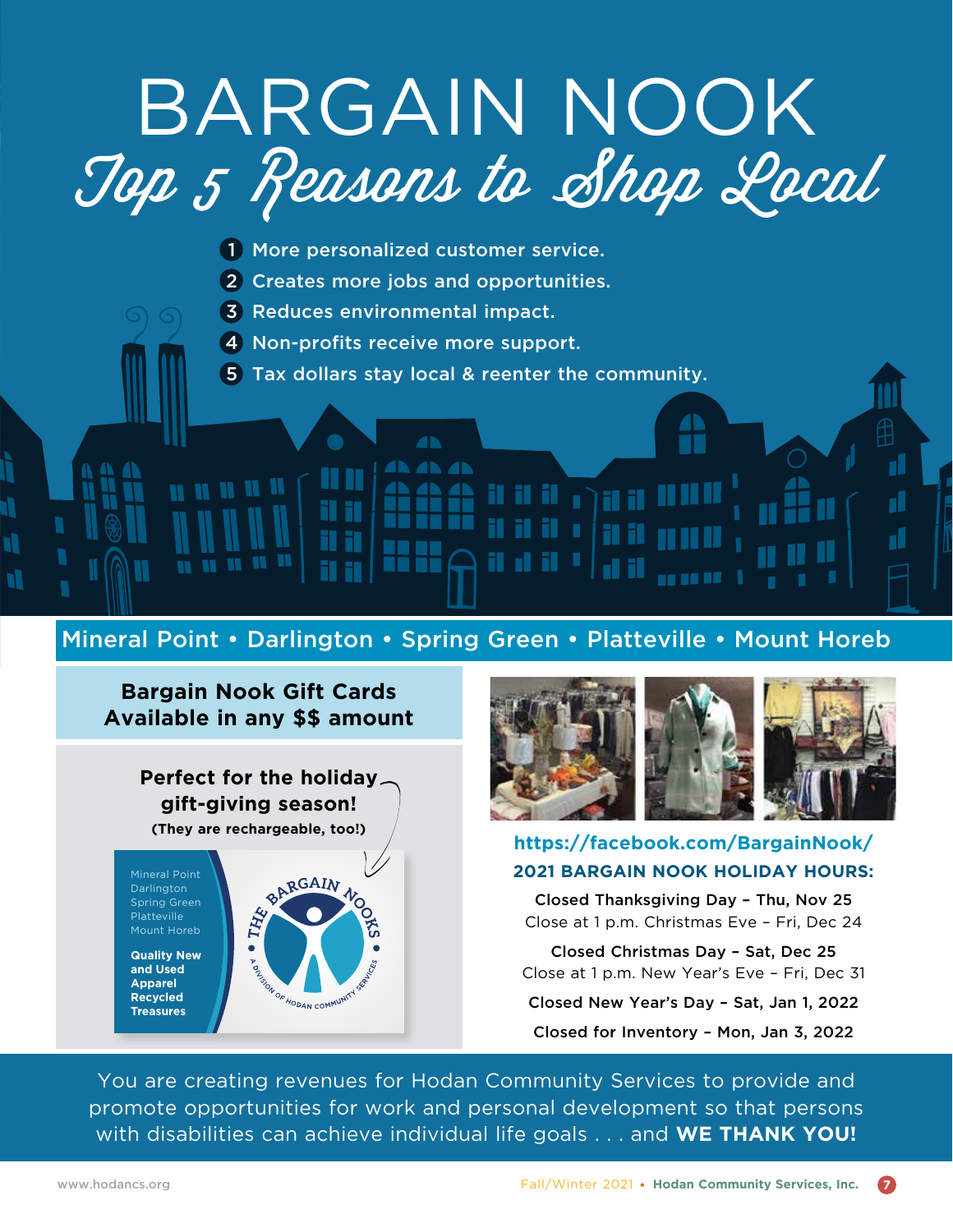# BARGAIN NOOK

## *Top 5 Reasons to Shop Local*

1. More personalized customer service.
2. Creates more jobs and opportunities.
3. Reduces environmental impact.
4. Non-profits receive more support.
5. Tax dollars stay local & reenter the community.

Mineral Point • Darlington • Spring Green • Platteville • Mount Horeb

**Bargain Nook Gift Cards Available in any $$ amount**

**Perfect for the holiday gift-giving season!**

**(They are rechargeable, too!)**

Mineral Point
Darlington
Spring Green
Platteville
Mount Horeb

**Quality New and Used Apparel Recycled Treasures**

THE BARGAIN NOOKS • A DIVISION OF HODAN COMMUNITY SERVICES •

https://facebook.com/BargainNook/

**2021 BARGAIN NOOK HOLIDAY HOURS:**

**Closed Thanksgiving Day – Thu, Nov 25**
Close at 1 p.m. Christmas Eve – Fri, Dec 24

**Closed Christmas Day – Sat, Dec 25**
Close at 1 p.m. New Year's Eve – Fri, Dec 31

**Closed New Year's Day – Sat, Jan 1, 2022**

**Closed for Inventory – Mon, Jan 3, 2022**

You are creating revenues for Hodan Community Services to provide and promote opportunities for work and personal development so that persons with disabilities can achieve individual life goals . . . and **WE THANK YOU!**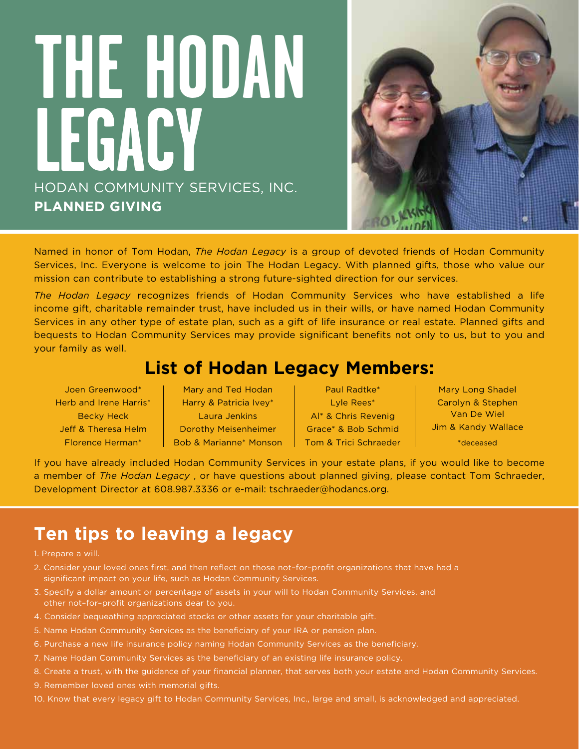# THE HODAN LEGACY

HODAN COMMUNITY SERVICES, INC.

**PLANNED GIVING**

Named in honor of Tom Hodan, *The Hodan Legacy* is a group of devoted friends of Hodan Community Services, Inc. Everyone is welcome to join The Hodan Legacy. With planned gifts, those who value our mission can contribute to establishing a strong future-sighted direction for our services.

*The Hodan Legacy* recognizes friends of Hodan Community Services who have established a life income gift, charitable remainder trust, have included us in their wills, or have named Hodan Community Services in any other type of estate plan, such as a gift of life insurance or real estate. Planned gifts and bequests to Hodan Community Services may provide significant benefits not only to us, but to you and your family as well.

## List of Hodan Legacy Members:

Joen Greenwood*
Herb and Irene Harris*
Becky Heck
Jeff & Theresa Helm
Florence Herman*

Mary and Ted Hodan
Harry & Patricia Ivey*
Laura Jenkins
Dorothy Meisenheimer
Bob & Marianne* Monson

Paul Radtke*
Lyle Rees*
Al* & Chris Revenig
Grace* & Bob Schmid
Tom & Trici Schraeder

Mary Long Shadel
Carolyn & Stephen Van De Wiel
Jim & Kandy Wallace

*deceased

If you have already included Hodan Community Services in your estate plans, if you would like to become a member of *The Hodan Legacy* , or have questions about planned giving, please contact Tom Schraeder, Development Director at 608.987.3336 or e-mail: tschraeder@hodancs.org.

## Ten tips to leaving a legacy

1. Prepare a will.
2. Consider your loved ones first, and then reflect on those not–for–profit organizations that have had a significant impact on your life, such as Hodan Community Services.
3. Specify a dollar amount or percentage of assets in your will to Hodan Community Services. and other not–for–profit organizations dear to you.
4. Consider bequeathing appreciated stocks or other assets for your charitable gift.
5. Name Hodan Community Services as the beneficiary of your IRA or pension plan.
6. Purchase a new life insurance policy naming Hodan Community Services as the beneficiary.
7. Name Hodan Community Services as the beneficiary of an existing life insurance policy.
8. Create a trust, with the guidance of your financial planner, that serves both your estate and Hodan Community Services.
9. Remember loved ones with memorial gifts.
10. Know that every legacy gift to Hodan Community Services, Inc., large and small, is acknowledged and appreciated.